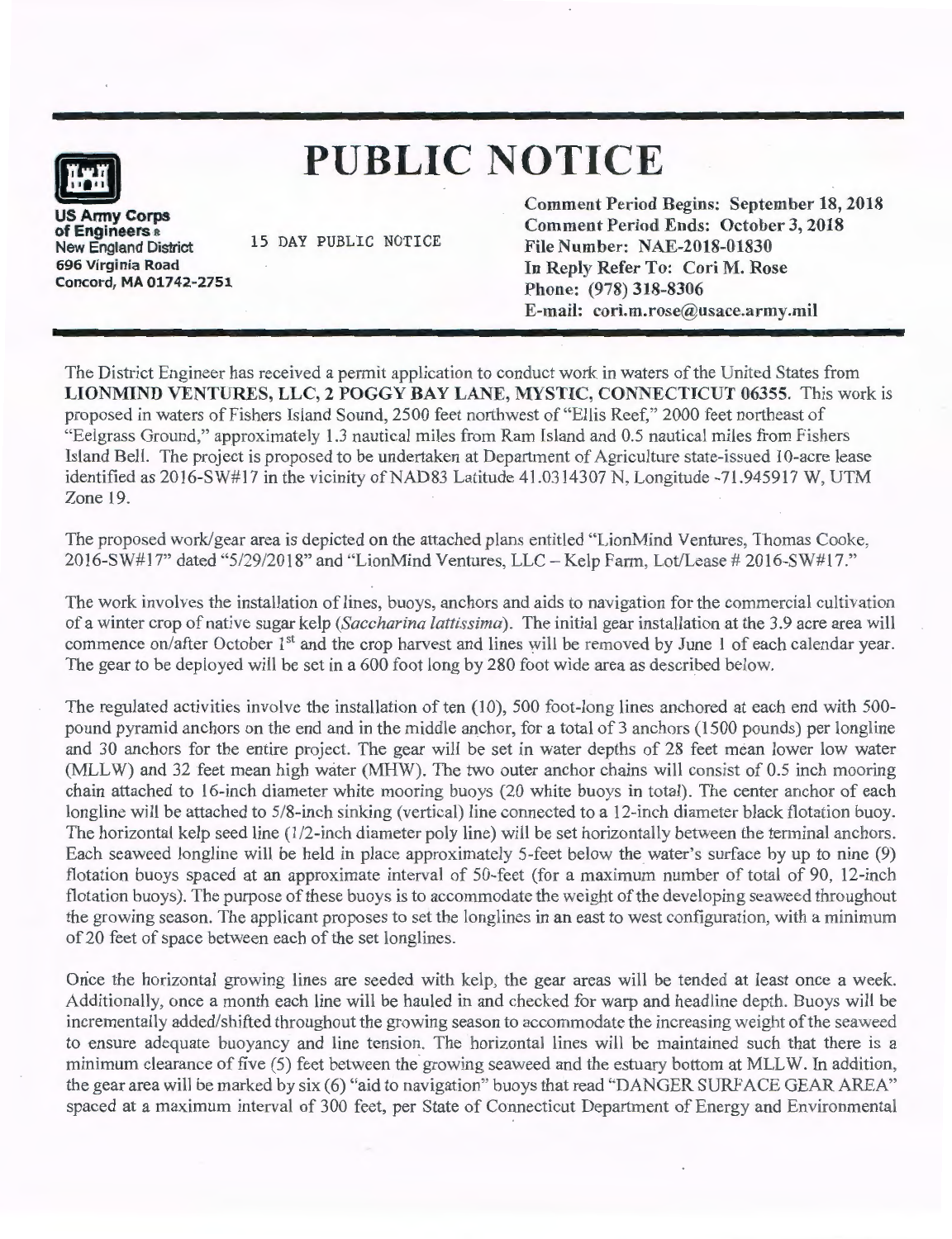# PUBLIC NOTICE

**US Army Corps of Engineers**
New England District
696 Virginia Road
Concord, MA 01742-2751

15 DAY PUBLIC NOTICE

**Comment Period Begins: September 18, 2018**
**Comment Period Ends: October 3, 2018**
**File Number: NAE-2018-01830**
**In Reply Refer To: Cori M. Rose**
**Phone: (978) 318-8306**
**E-mail: cori.m.rose@usace.army.mil**

The District Engineer has received a permit application to conduct work in waters of the United States from **LIONMIND VENTURES, LLC, 2 POGGY BAY LANE, MYSTIC, CONNECTICUT 06355.** This work is proposed in waters of Fishers Island Sound, 2500 feet northwest of "Ellis Reef," 2000 feet northeast of "Eelgrass Ground," approximately 1.3 nautical miles from Ram Island and 0.5 nautical miles from Fishers Island Bell. The project is proposed to be undertaken at Department of Agriculture state-issued 10-acre lease identified as 2016-SW#17 in the vicinity of NAD83 Latitude 41.0314307 N, Longitude -71.945917 W, UTM Zone 19.

The proposed work/gear area is depicted on the attached plans entitled "LionMind Ventures, Thomas Cooke, 2016-SW#17" dated "5/29/2018" and "LionMind Ventures, LLC – Kelp Farm, Lot/Lease # 2016-SW#17."

The work involves the installation of lines, buoys, anchors and aids to navigation for the commercial cultivation of a winter crop of native sugar kelp (*Saccharina lattissima*). The initial gear installation at the 3.9 acre area will commence on/after October 1st and the crop harvest and lines will be removed by June 1 of each calendar year. The gear to be deployed will be set in a 600 foot long by 280 foot wide area as described below.

The regulated activities involve the installation of ten (10), 500 foot-long lines anchored at each end with 500-pound pyramid anchors on the end and in the middle anchor, for a total of 3 anchors (1500 pounds) per longline and 30 anchors for the entire project. The gear will be set in water depths of 28 feet mean lower low water (MLLW) and 32 feet mean high water (MHW). The two outer anchor chains will consist of 0.5 inch mooring chain attached to 16-inch diameter white mooring buoys (20 white buoys in total). The center anchor of each longline will be attached to 5/8-inch sinking (vertical) line connected to a 12-inch diameter black flotation buoy. The horizontal kelp seed line (1/2-inch diameter poly line) will be set horizontally between the terminal anchors. Each seaweed longline will be held in place approximately 5-feet below the water's surface by up to nine (9) flotation buoys spaced at an approximate interval of 50-feet (for a maximum number of total of 90, 12-inch flotation buoys). The purpose of these buoys is to accommodate the weight of the developing seaweed throughout the growing season. The applicant proposes to set the longlines in an east to west configuration, with a minimum of 20 feet of space between each of the set longlines.

Once the horizontal growing lines are seeded with kelp, the gear areas will be tended at least once a week. Additionally, once a month each line will be hauled in and checked for warp and headline depth. Buoys will be incrementally added/shifted throughout the growing season to accommodate the increasing weight of the seaweed to ensure adequate buoyancy and line tension. The horizontal lines will be maintained such that there is a minimum clearance of five (5) feet between the growing seaweed and the estuary bottom at MLLW. In addition, the gear area will be marked by six (6) "aid to navigation" buoys that read "DANGER SURFACE GEAR AREA" spaced at a maximum interval of 300 feet, per State of Connecticut Department of Energy and Environmental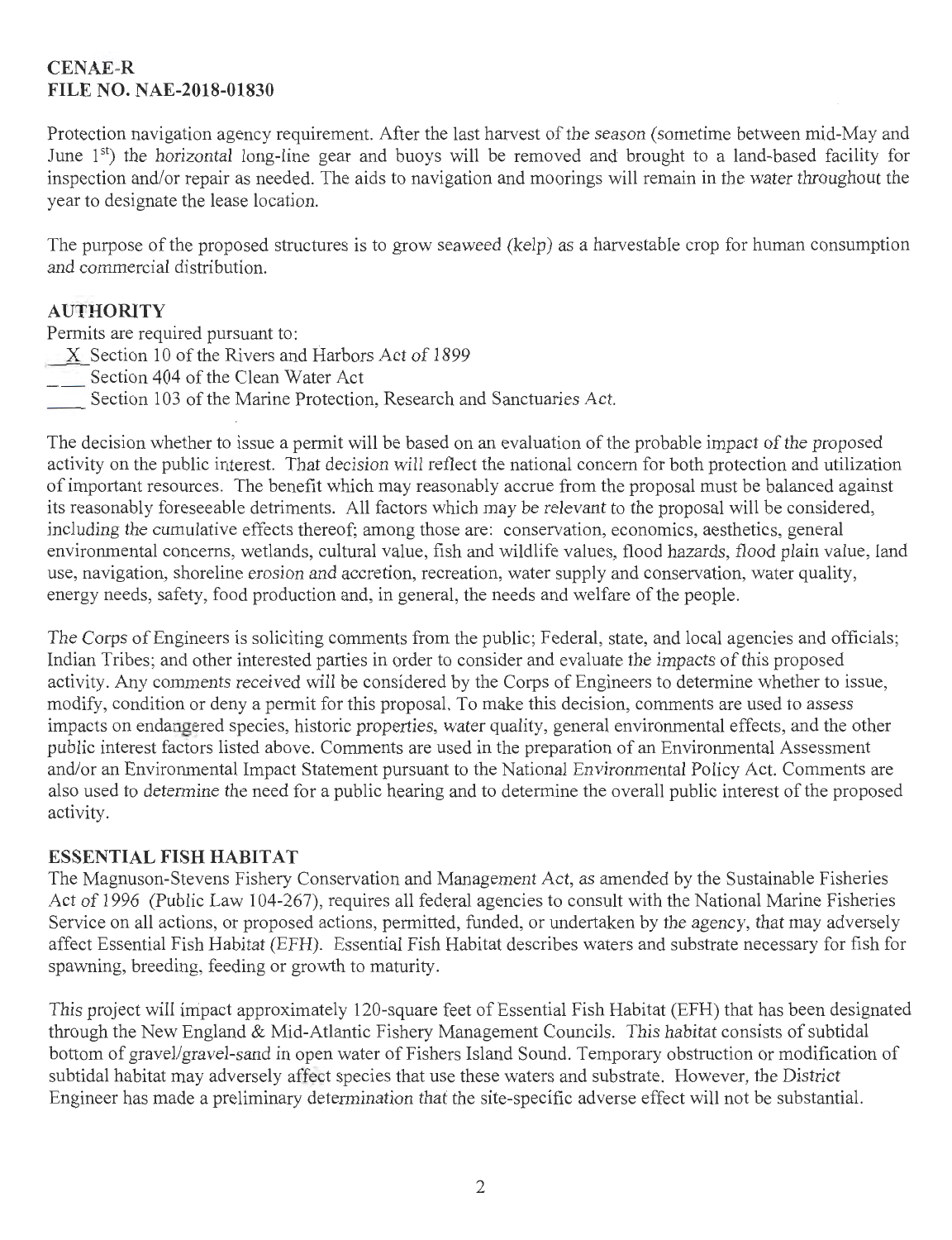**CENAE-R**
**FILE NO. NAE-2018-01830**

Protection navigation agency requirement. After the last harvest of the season (sometime between mid-May and June 1st) the horizontal long-line gear and buoys will be removed and brought to a land-based facility for inspection and/or repair as needed. The aids to navigation and moorings will remain in the water throughout the year to designate the lease location.

The purpose of the proposed structures is to grow seaweed (kelp) as a harvestable crop for human consumption and commercial distribution.

## AUTHORITY

Permits are required pursuant to:

\_X\_ Section 10 of the Rivers and Harbors Act of 1899
\_\_\_ Section 404 of the Clean Water Act
\_\_\_\_ Section 103 of the Marine Protection, Research and Sanctuaries Act.

The decision whether to issue a permit will be based on an evaluation of the probable impact of the proposed activity on the public interest. That decision will reflect the national concern for both protection and utilization of important resources. The benefit which may reasonably accrue from the proposal must be balanced against its reasonably foreseeable detriments. All factors which may be relevant to the proposal will be considered, including the cumulative effects thereof; among those are: conservation, economics, aesthetics, general environmental concerns, wetlands, cultural value, fish and wildlife values, flood hazards, flood plain value, land use, navigation, shoreline erosion and accretion, recreation, water supply and conservation, water quality, energy needs, safety, food production and, in general, the needs and welfare of the people.

The Corps of Engineers is soliciting comments from the public; Federal, state, and local agencies and officials; Indian Tribes; and other interested parties in order to consider and evaluate the impacts of this proposed activity. Any comments received will be considered by the Corps of Engineers to determine whether to issue, modify, condition or deny a permit for this proposal. To make this decision, comments are used to assess impacts on endangered species, historic properties, water quality, general environmental effects, and the other public interest factors listed above. Comments are used in the preparation of an Environmental Assessment and/or an Environmental Impact Statement pursuant to the National Environmental Policy Act. Comments are also used to determine the need for a public hearing and to determine the overall public interest of the proposed activity.

## ESSENTIAL FISH HABITAT

The Magnuson-Stevens Fishery Conservation and Management Act, as amended by the Sustainable Fisheries Act of 1996 (Public Law 104-267), requires all federal agencies to consult with the National Marine Fisheries Service on all actions, or proposed actions, permitted, funded, or undertaken by the agency, that may adversely affect Essential Fish Habitat (EFH). Essential Fish Habitat describes waters and substrate necessary for fish for spawning, breeding, feeding or growth to maturity.

This project will impact approximately 120-square feet of Essential Fish Habitat (EFH) that has been designated through the New England & Mid-Atlantic Fishery Management Councils. This habitat consists of subtidal bottom of gravel/gravel-sand in open water of Fishers Island Sound. Temporary obstruction or modification of subtidal habitat may adversely affect species that use these waters and substrate. However, the District Engineer has made a preliminary determination that the site-specific adverse effect will not be substantial.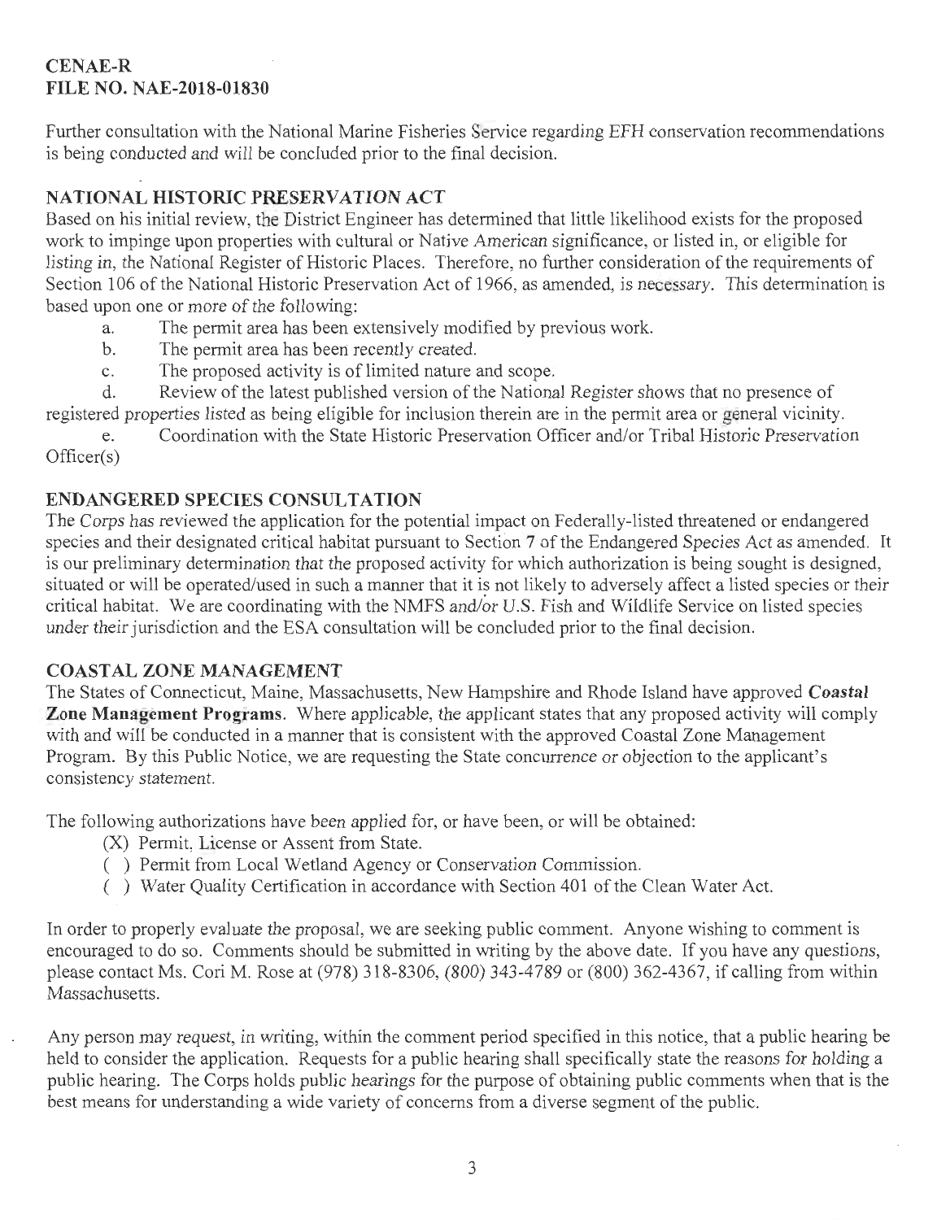**CENAE-R**
**FILE NO. NAE-2018-01830**

Further consultation with the National Marine Fisheries Service regarding EFH conservation recommendations is being conducted and will be concluded prior to the final decision.

## NATIONAL HISTORIC PRESERVATION ACT

Based on his initial review, the District Engineer has determined that little likelihood exists for the proposed work to impinge upon properties with cultural or Native American significance, or listed in, or eligible for listing in, the National Register of Historic Places. Therefore, no further consideration of the requirements of Section 106 of the National Historic Preservation Act of 1966, as amended, is necessary. This determination is based upon one or more of the following:

a. The permit area has been extensively modified by previous work.

b. The permit area has been recently created.

c. The proposed activity is of limited nature and scope.

d. Review of the latest published version of the National Register shows that no presence of registered properties listed as being eligible for inclusion therein are in the permit area or general vicinity.

e. Coordination with the State Historic Preservation Officer and/or Tribal Historic Preservation Officer(s)

## ENDANGERED SPECIES CONSULTATION

The Corps has reviewed the application for the potential impact on Federally-listed threatened or endangered species and their designated critical habitat pursuant to Section 7 of the Endangered Species Act as amended. It is our preliminary determination that the proposed activity for which authorization is being sought is designed, situated or will be operated/used in such a manner that it is not likely to adversely affect a listed species or their critical habitat. We are coordinating with the NMFS and/or U.S. Fish and Wildlife Service on listed species under their jurisdiction and the ESA consultation will be concluded prior to the final decision.

## COASTAL ZONE MANAGEMENT

The States of Connecticut, Maine, Massachusetts, New Hampshire and Rhode Island have approved **Coastal Zone Management Programs**. Where applicable, the applicant states that any proposed activity will comply with and will be conducted in a manner that is consistent with the approved Coastal Zone Management Program. By this Public Notice, we are requesting the State concurrence or objection to the applicant's consistency statement.

The following authorizations have been applied for, or have been, or will be obtained:

(X) Permit, License or Assent from State.
( ) Permit from Local Wetland Agency or Conservation Commission.
( ) Water Quality Certification in accordance with Section 401 of the Clean Water Act.

In order to properly evaluate the proposal, we are seeking public comment. Anyone wishing to comment is encouraged to do so. Comments should be submitted in writing by the above date. If you have any questions, please contact Ms. Cori M. Rose at (978) 318-8306, (800) 343-4789 or (800) 362-4367, if calling from within Massachusetts.

Any person may request, in writing, within the comment period specified in this notice, that a public hearing be held to consider the application. Requests for a public hearing shall specifically state the reasons for holding a public hearing. The Corps holds public hearings for the purpose of obtaining public comments when that is the best means for understanding a wide variety of concerns from a diverse segment of the public.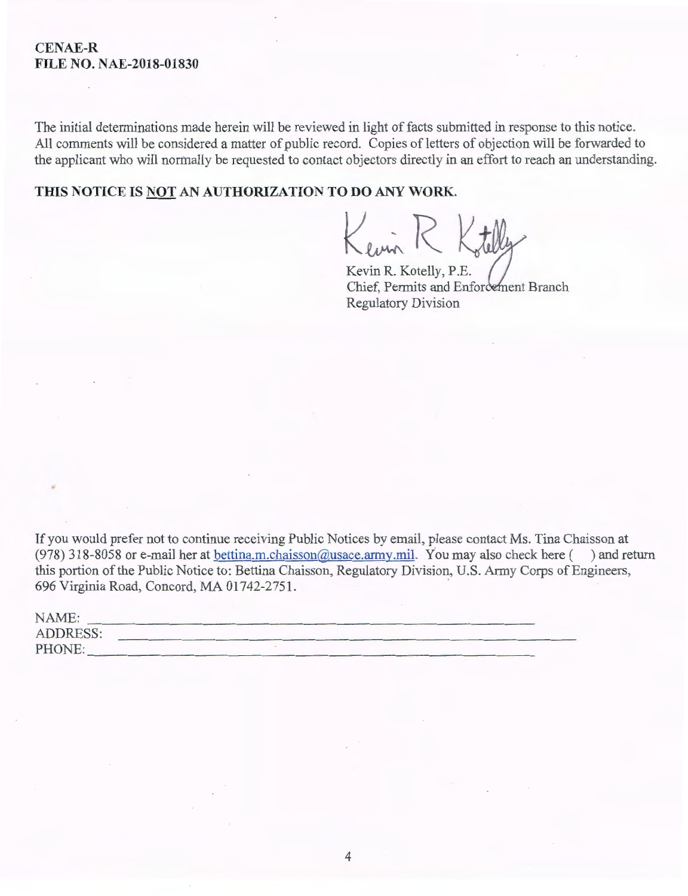**CENAE-R**
**FILE NO. NAE-2018-01830**

The initial determinations made herein will be reviewed in light of facts submitted in response to this notice. All comments will be considered a matter of public record. Copies of letters of objection will be forwarded to the applicant who will normally be requested to contact objectors directly in an effort to reach an understanding.

**THIS NOTICE IS NOT AN AUTHORIZATION TO DO ANY WORK.**

Kevin R. Kotelly, P.E.
Chief, Permits and Enforcement Branch
Regulatory Division

If you would prefer not to continue receiving Public Notices by email, please contact Ms. Tina Chaisson at (978) 318-8058 or e-mail her at bettina.m.chaisson@usace.army.mil. You may also check here ( ) and return this portion of the Public Notice to: Bettina Chaisson, Regulatory Division, U.S. Army Corps of Engineers, 696 Virginia Road, Concord, MA 01742-2751.

NAME: ____________________________________________

ADDRESS: ____________________________________________

PHONE: ____________________________________________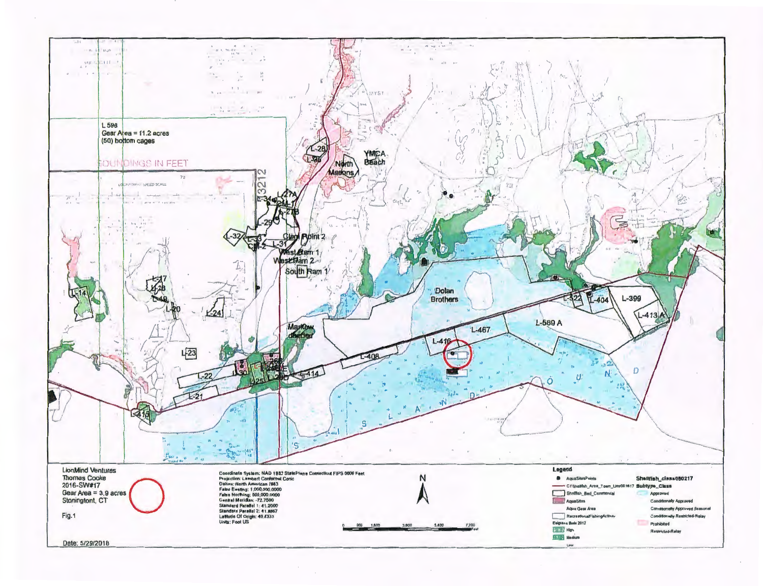L 598
Gear Area = 11.2 acres
(50) bottom cages

SOUNDINGS IN FEET

L-28, L-26, North Masons, YMCA Beach, L-27A, L-34, CM-1, L-27B, L-29, L-32, L-33, CM-2, L-31, Clam Point 2, West Ram 1, West Ram 2, South Ram 1, L-17, L-18, L-19, L-20, L-14, L-24, L-23, L-22, L-21, L-30, L-25, L-414, L-415, Marlow dredger, L-408, Dolan Brothers, L-416, L-467, L-589 A, L-322, L-404, L-399, L-413A

LionMind Ventures
Thomas Cooke
2016-SW#17
Gear Area = 3.9 acres
Stonington, CT

Fig.1

Date: 5/29/2018

Coordinate System: NAD 1983 StatePlane Connecticut FIPS 0600 Feet
Projection: Lambert Conformal Conic
Datum: North American 1983
False Easting: 1,000,000.0000
False Northing: 500,000.0000
Central Meridian: -72.7500
Standard Parallel 1: 41.2000
Standard Parallel 2: 41.8667
Latitude Of Origin: 40.8333
Units: Foot US

0 900 1,800 3,600 5,400 7,200 Feet

N

**Legend**

- AquaSitesPoints
- CTShellfish_Area_Town_Line081617
- Shellfish_Bed_Commercial
- AquaSites
- Aqua Gear Area
- RecreationalFishingActivity

Eelgrass Beds 2012
- High
- Medium
- Low

**Shellfish_class080217 Subtype_Class**
- Approved
- Conditionally Approved
- Conditionally Approved Seasonal
- Conditionally Restricted-Relay
- Prohibited
- Restricted-Relay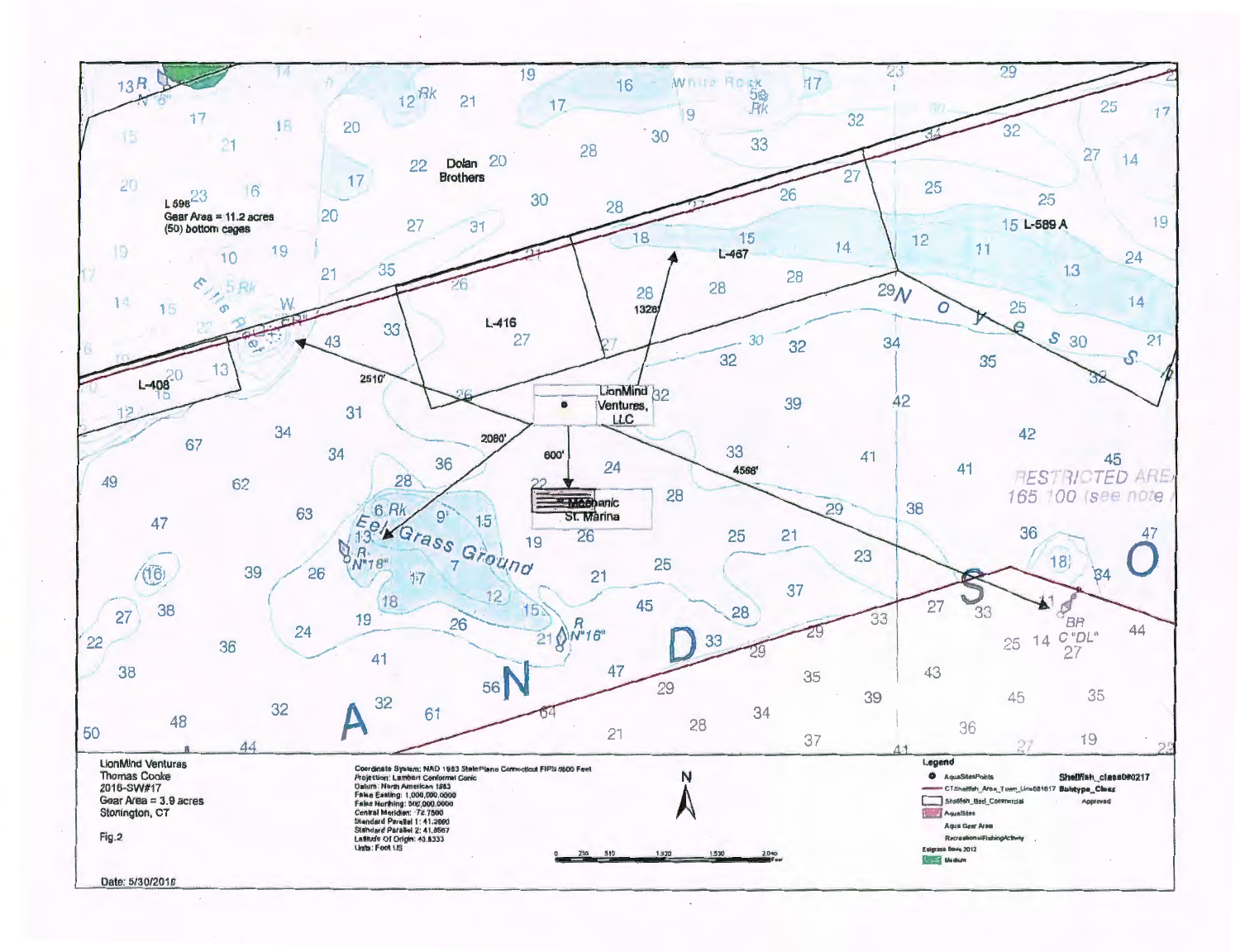L 598
Gear Area = 11.2 acres
(50) bottom cages

Dolan Brothers

L-416

L-467

L-589 A

L-408

LionMind Ventures, LLC

Mechanic St. Marina

2510'

2080'

600'

1328'

4568'

White Rock

Ellis Reef

Eel Grass Ground

Noyes Shoal

SANDS O

RESTRICTED AREA
165.100 (see note)

LionMind Ventures
Thomas Cooke
2016-SW#17
Gear Area = 3.9 acres
Stonington, CT

Fig.2

Date: 5/30/2016

Coordinate System: NAD 1983 StatePlane Connecticut FIPS 0600 Feet
Projection: Lambert Conformal Conic
Datum: North American 1983
False Easting: 1,000,000.0000
False Northing: 500,000.0000
Central Meridian: -72.7500
Standard Parallel 1: 41.2000
Standard Parallel 2: 41.8667
Latitude Of Origin: 40.8333
Units: Foot US

0 255 510 1,020 1,530 2,040 Feet

N

Legend

- AquaSitesPoints
- CTShellfish_Area_Town_Line081617
- Shellfish_Bed_Commercial
- AquaSites
- Aqua Gear Area
- RecreationalFishingActivity
- Eelgrass Beds 2012
- Medium

Shellfish_class06#0217
Subtype_Class
Approved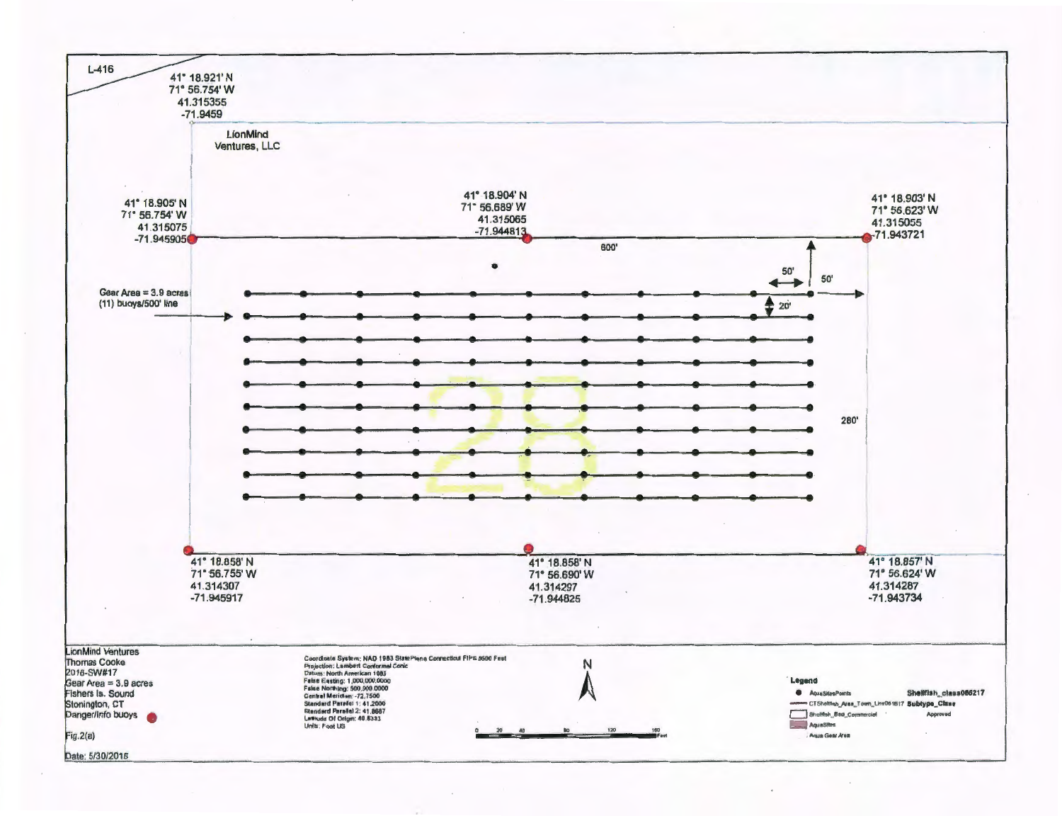L-416

41° 18.921' N
71° 56.754' W
41.315355
-71.9459

LionMind Ventures, LLC

41° 18.905' N
71° 56.754' W
41.315075
-71.945905

41° 18.904' N
71° 56.689' W
41.315065
-71.944813

41° 18.903' N
71° 56.623' W
41.315055
-71.943721

600'

50'

50'

20'

Gear Area = 3.9 acres
(11) buoys/500' line

280'

41° 18.858' N
71° 56.755' W
41.314307
-71.945917

41° 18.858' N
71° 56.690' W
41.314297
-71.944825

41° 18.857' N
71° 56.624' W
41.314287
-71.943734

LionMind Ventures
Thomas Cooke
2016-SW#17
Gear Area = 3.9 acres
Fishers Is. Sound
Stonington, CT
Danger/Info buoys

Fig.2(a)

Date: 5/30/2016

Coordinate System: NAD 1983 StatePlane Connecticut FIPS 0600 Feet
Projection: Lambert Conformal Conic
Datum: North American 1983
False Easting: 1,000,000.0000
False Northing: 500,000.0000
Central Meridian: -72.7500
Standard Parallel 1: 41.2000
Standard Parallel 2: 41.8667
Latitude Of Origin: 40.8333
Units: Foot US

N

0 20 40 80 120 160 Feet

Legend
- AquaSitesPoints
- CTShellfish_Area_Town_Line061617
- Shellfish_Bed_Commercial
- AquaSites
- Aqua Gear Area

Shellfish_class060217
Subtype_Class
Approved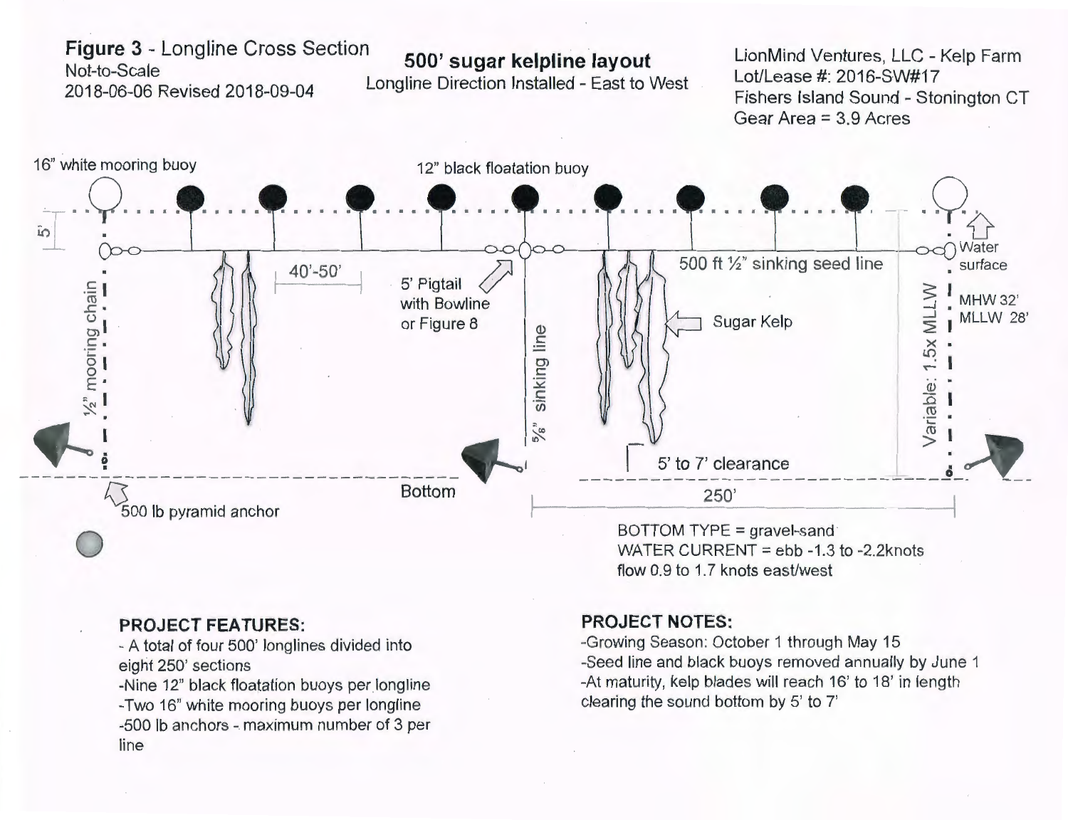**Figure 3** - Longline Cross Section
Not-to-Scale
2018-06-06 Revised 2018-09-04

**500' sugar kelpline layout**
Longline Direction Installed - East to West

LionMind Ventures, LLC - Kelp Farm
Lot/Lease #: 2016-SW#17
Fishers Island Sound - Stonington CT
Gear Area = 3.9 Acres

16" white mooring buoy

12" black floatation buoy

5'

40'-50'

5' Pigtail with Bowline or Figure 8

500 ft ½" sinking seed line

Water surface

MHW 32'
MLLW 28'

½" mooring chain

⅝" sinking line

Sugar Kelp

Variable: 1.5x MLLW

5' to 7' clearance

Bottom

500 lb pyramid anchor

250'

BOTTOM TYPE = gravel-sand
WATER CURRENT = ebb -1.3 to -2.2knots
flow 0.9 to 1.7 knots east/west

**PROJECT FEATURES:**

- A total of four 500' longlines divided into eight 250' sections
- Nine 12" black floatation buoys per longline
- Two 16" white mooring buoys per longline
- 500 lb anchors - maximum number of 3 per line

**PROJECT NOTES:**

- Growing Season: October 1 through May 15
- Seed line and black buoys removed annually by June 1
- At maturity, kelp blades will reach 16' to 18' in length clearing the sound bottom by 5' to 7'